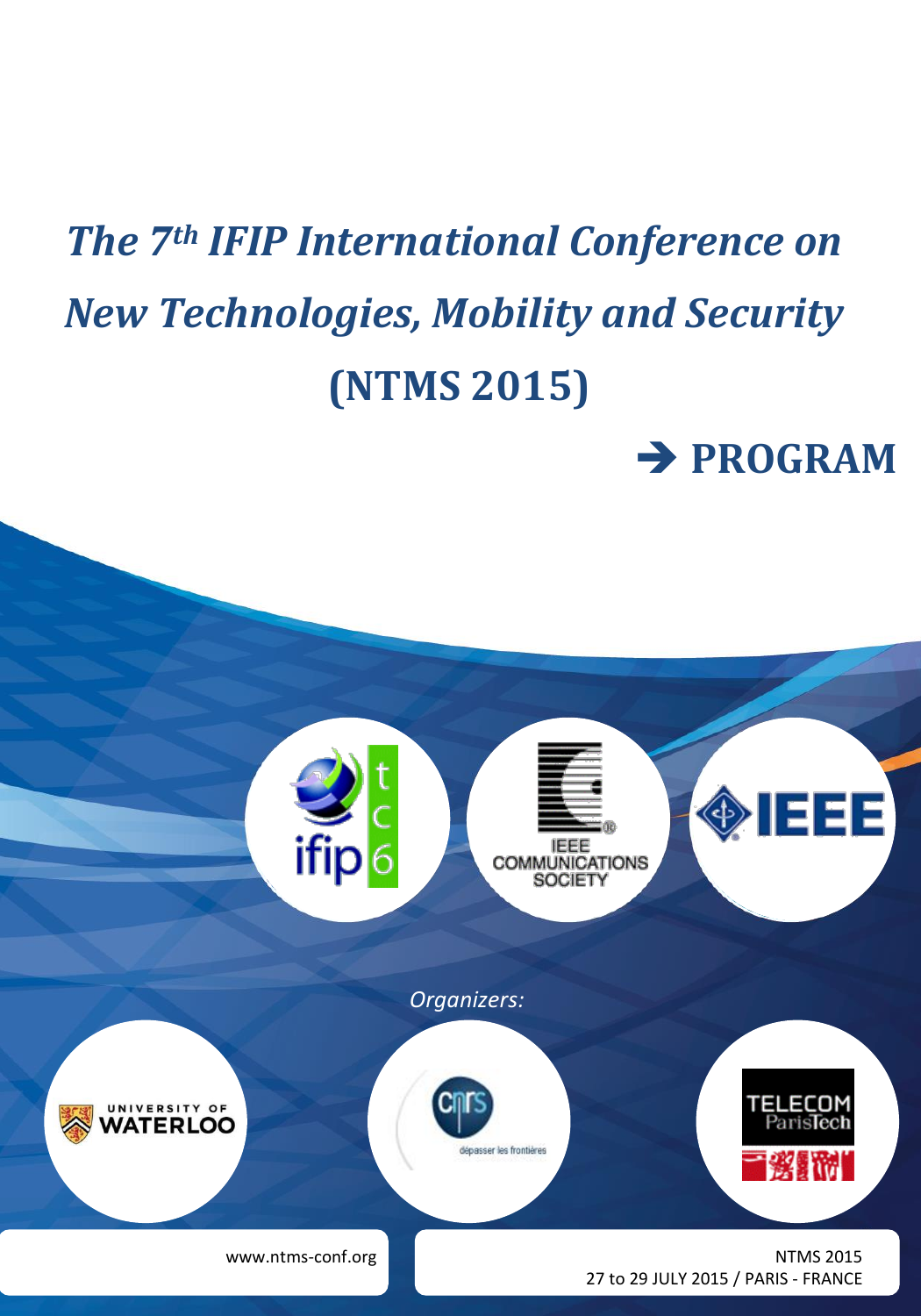# *The 7th IFIP International Conference on New Technologies, Mobility and Security*

# (NTMS 2015)

## ➔ PROGRAM

*Organizers:*

www.ntms-conf.org

NTMS 2015
27 to 29 JULY 2015 / PARIS - FRANCE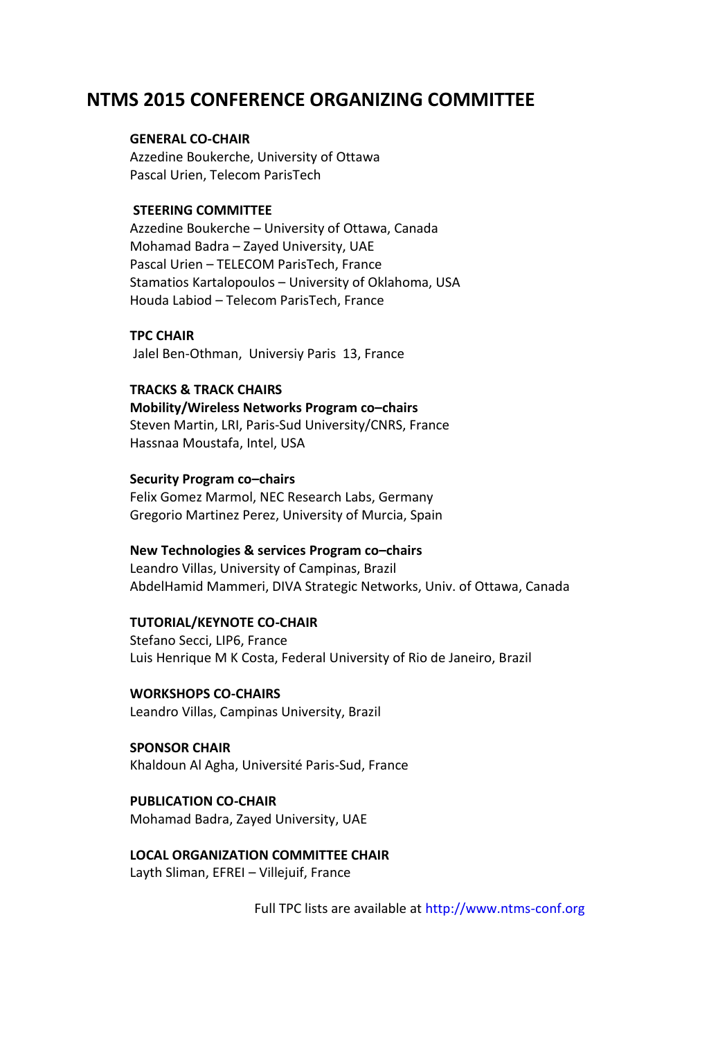# NTMS 2015 CONFERENCE ORGANIZING COMMITTEE

**GENERAL CO-CHAIR**
Azzedine Boukerche, University of Ottawa
Pascal Urien, Telecom ParisTech

**STEERING COMMITTEE**
Azzedine Boukerche – University of Ottawa, Canada
Mohamad Badra – Zayed University, UAE
Pascal Urien – TELECOM ParisTech, France
Stamatios Kartalopoulos – University of Oklahoma, USA
Houda Labiod – Telecom ParisTech, France

**TPC CHAIR**
Jalel Ben-Othman, Universiy Paris 13, France

**TRACKS & TRACK CHAIRS**

**Mobility/Wireless Networks Program co–chairs**
Steven Martin, LRI, Paris-Sud University/CNRS, France
Hassnaa Moustafa, Intel, USA

**Security Program co–chairs**
Felix Gomez Marmol, NEC Research Labs, Germany
Gregorio Martinez Perez, University of Murcia, Spain

**New Technologies & services Program co–chairs**
Leandro Villas, University of Campinas, Brazil
AbdelHamid Mammeri, DIVA Strategic Networks, Univ. of Ottawa, Canada

**TUTORIAL/KEYNOTE CO-CHAIR**
Stefano Secci, LIP6, France
Luis Henrique M K Costa, Federal University of Rio de Janeiro, Brazil

**WORKSHOPS CO-CHAIRS**
Leandro Villas, Campinas University, Brazil

**SPONSOR CHAIR**
Khaldoun Al Agha, Université Paris-Sud, France

**PUBLICATION CO-CHAIR**
Mohamad Badra, Zayed University, UAE

**LOCAL ORGANIZATION COMMITTEE CHAIR**
Layth Sliman, EFREI – Villejuif, France

Full TPC lists are available at http://www.ntms-conf.org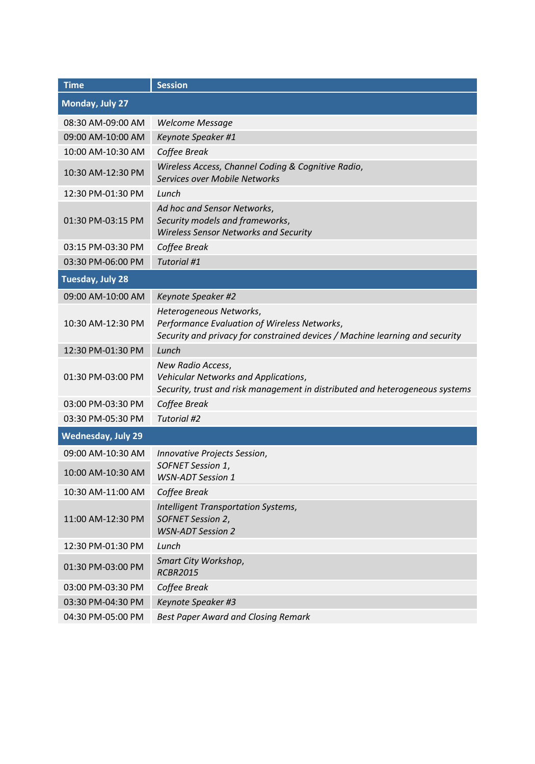| Time | Session |
|---|---|
| **Monday, July 27** | |
| 08:30 AM-09:00 AM | *Welcome Message* |
| 09:00 AM-10:00 AM | *Keynote Speaker #1* |
| 10:00 AM-10:30 AM | *Coffee Break* |
| 10:30 AM-12:30 PM | *Wireless Access, Channel Coding & Cognitive Radio, Services over Mobile Networks* |
| 12:30 PM-01:30 PM | *Lunch* |
| 01:30 PM-03:15 PM | *Ad hoc and Sensor Networks, Security models and frameworks, Wireless Sensor Networks and Security* |
| 03:15 PM-03:30 PM | *Coffee Break* |
| 03:30 PM-06:00 PM | *Tutorial #1* |
| **Tuesday, July 28** | |
| 09:00 AM-10:00 AM | *Keynote Speaker #2* |
| 10:30 AM-12:30 PM | *Heterogeneous Networks, Performance Evaluation of Wireless Networks, Security and privacy for constrained devices / Machine learning and security* |
| 12:30 PM-01:30 PM | *Lunch* |
| 01:30 PM-03:00 PM | *New Radio Access, Vehicular Networks and Applications, Security, trust and risk management in distributed and heterogeneous systems* |
| 03:00 PM-03:30 PM | *Coffee Break* |
| 03:30 PM-05:30 PM | *Tutorial #2* |
| **Wednesday, July 29** | |
| 09:00 AM-10:30 AM | *Innovative Projects Session, SOFNET Session 1, WSN-ADT Session 1* |
| 10:00 AM-10:30 AM | |
| 10:30 AM-11:00 AM | *Coffee Break* |
| 11:00 AM-12:30 PM | *Intelligent Transportation Systems, SOFNET Session 2, WSN-ADT Session 2* |
| 12:30 PM-01:30 PM | *Lunch* |
| 01:30 PM-03:00 PM | *Smart City Workshop, RCBR2015* |
| 03:00 PM-03:30 PM | *Coffee Break* |
| 03:30 PM-04:30 PM | *Keynote Speaker #3* |
| 04:30 PM-05:00 PM | *Best Paper Award and Closing Remark* |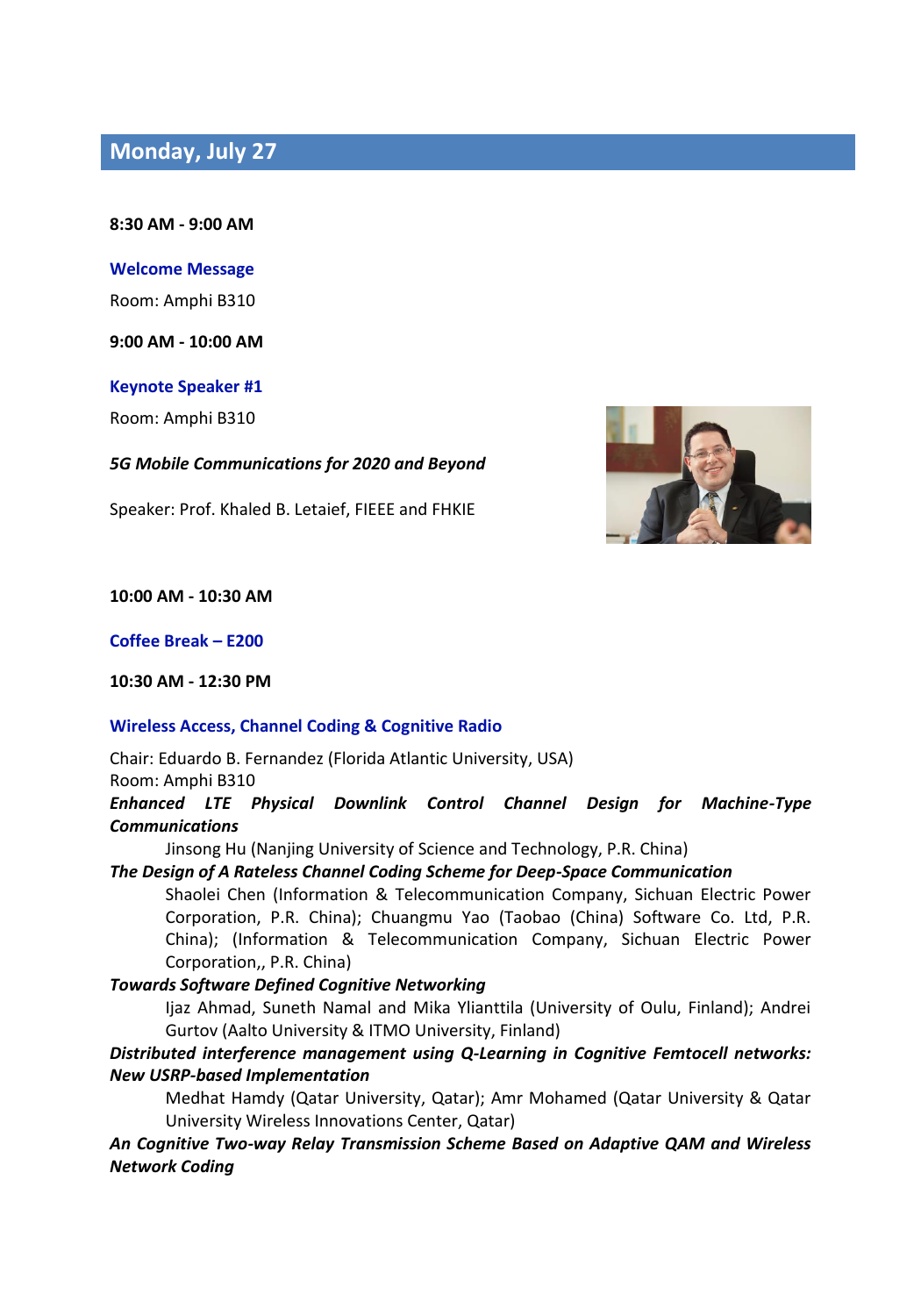## Monday, July 27

**8:30 AM - 9:00 AM**

**Welcome Message**

Room: Amphi B310

**9:00 AM - 10:00 AM**

**Keynote Speaker #1**

Room: Amphi B310

***5G Mobile Communications for 2020 and Beyond***

Speaker: Prof. Khaled B. Letaief, FIEEE and FHKIE

**10:00 AM - 10:30 AM**

**Coffee Break – E200**

**10:30 AM - 12:30 PM**

**Wireless Access, Channel Coding & Cognitive Radio**

Chair: Eduardo B. Fernandez (Florida Atlantic University, USA)
Room: Amphi B310

***Enhanced LTE Physical Downlink Control Channel Design for Machine-Type Communications***

Jinsong Hu (Nanjing University of Science and Technology, P.R. China)

***The Design of A Rateless Channel Coding Scheme for Deep-Space Communication***

Shaolei Chen (Information & Telecommunication Company, Sichuan Electric Power Corporation, P.R. China); Chuangmu Yao (Taobao (China) Software Co. Ltd, P.R. China); (Information & Telecommunication Company, Sichuan Electric Power Corporation,, P.R. China)

***Towards Software Defined Cognitive Networking***

Ijaz Ahmad, Suneth Namal and Mika Ylianttila (University of Oulu, Finland); Andrei Gurtov (Aalto University & ITMO University, Finland)

***Distributed interference management using Q-Learning in Cognitive Femtocell networks: New USRP-based Implementation***

Medhat Hamdy (Qatar University, Qatar); Amr Mohamed (Qatar University & Qatar University Wireless Innovations Center, Qatar)

***An Cognitive Two-way Relay Transmission Scheme Based on Adaptive QAM and Wireless Network Coding***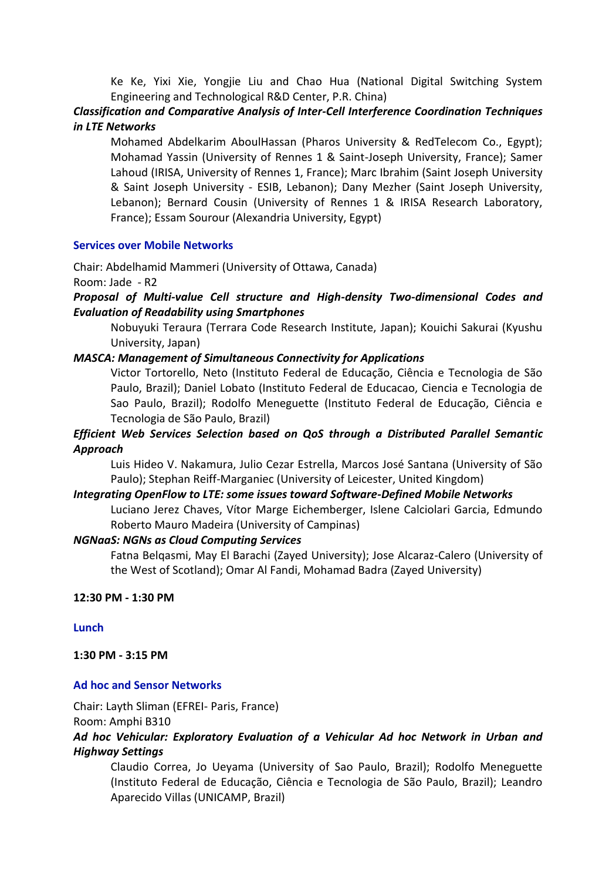Ke Ke, Yixi Xie, Yongjie Liu and Chao Hua (National Digital Switching System Engineering and Technological R&D Center, P.R. China)

***Classification and Comparative Analysis of Inter-Cell Interference Coordination Techniques in LTE Networks***

Mohamed Abdelkarim AboulHassan (Pharos University & RedTelecom Co., Egypt); Mohamad Yassin (University of Rennes 1 & Saint-Joseph University, France); Samer Lahoud (IRISA, University of Rennes 1, France); Marc Ibrahim (Saint Joseph University & Saint Joseph University - ESIB, Lebanon); Dany Mezher (Saint Joseph University, Lebanon); Bernard Cousin (University of Rennes 1 & IRISA Research Laboratory, France); Essam Sourour (Alexandria University, Egypt)

### Services over Mobile Networks

Chair: Abdelhamid Mammeri (University of Ottawa, Canada)
Room: Jade - R2

***Proposal of Multi-value Cell structure and High-density Two-dimensional Codes and Evaluation of Readability using Smartphones***

Nobuyuki Teraura (Terrara Code Research Institute, Japan); Kouichi Sakurai (Kyushu University, Japan)

***MASCA: Management of Simultaneous Connectivity for Applications***

Victor Tortorello, Neto (Instituto Federal de Educação, Ciência e Tecnologia de São Paulo, Brazil); Daniel Lobato (Instituto Federal de Educacao, Ciencia e Tecnologia de Sao Paulo, Brazil); Rodolfo Meneguette (Instituto Federal de Educação, Ciência e Tecnologia de São Paulo, Brazil)

***Efficient Web Services Selection based on QoS through a Distributed Parallel Semantic Approach***

Luis Hideo V. Nakamura, Julio Cezar Estrella, Marcos José Santana (University of São Paulo); Stephan Reiff-Marganiec (University of Leicester, United Kingdom)

***Integrating OpenFlow to LTE: some issues toward Software-Defined Mobile Networks***

Luciano Jerez Chaves, Vítor Marge Eichemberger, Islene Calciolari Garcia, Edmundo Roberto Mauro Madeira (University of Campinas)

***NGNaaS: NGNs as Cloud Computing Services***

Fatna Belqasmi, May El Barachi (Zayed University); Jose Alcaraz-Calero (University of the West of Scotland); Omar Al Fandi, Mohamad Badra (Zayed University)

**12:30 PM - 1:30 PM**

### Lunch

**1:30 PM - 3:15 PM**

### Ad hoc and Sensor Networks

Chair: Layth Sliman (EFREI- Paris, France)
Room: Amphi B310

***Ad hoc Vehicular: Exploratory Evaluation of a Vehicular Ad hoc Network in Urban and Highway Settings***

Claudio Correa, Jo Ueyama (University of Sao Paulo, Brazil); Rodolfo Meneguette (Instituto Federal de Educação, Ciência e Tecnologia de São Paulo, Brazil); Leandro Aparecido Villas (UNICAMP, Brazil)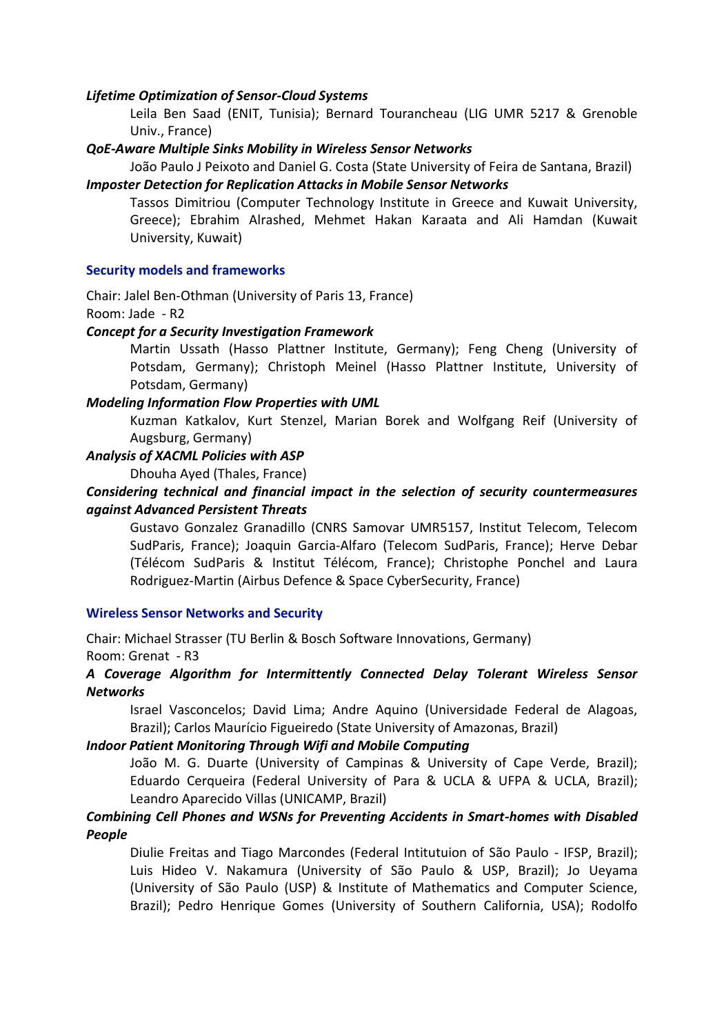***Lifetime Optimization of Sensor-Cloud Systems***

Leila Ben Saad (ENIT, Tunisia); Bernard Tourancheau (LIG UMR 5217 & Grenoble Univ., France)

***QoE-Aware Multiple Sinks Mobility in Wireless Sensor Networks***

João Paulo J Peixoto and Daniel G. Costa (State University of Feira de Santana, Brazil)

***Imposter Detection for Replication Attacks in Mobile Sensor Networks***

Tassos Dimitriou (Computer Technology Institute in Greece and Kuwait University, Greece); Ebrahim Alrashed, Mehmet Hakan Karaata and Ali Hamdan (Kuwait University, Kuwait)

### Security models and frameworks

Chair: Jalel Ben-Othman (University of Paris 13, France)

Room: Jade - R2

***Concept for a Security Investigation Framework***

Martin Ussath (Hasso Plattner Institute, Germany); Feng Cheng (University of Potsdam, Germany); Christoph Meinel (Hasso Plattner Institute, University of Potsdam, Germany)

***Modeling Information Flow Properties with UML***

Kuzman Katkalov, Kurt Stenzel, Marian Borek and Wolfgang Reif (University of Augsburg, Germany)

***Analysis of XACML Policies with ASP***

Dhouha Ayed (Thales, France)

***Considering technical and financial impact in the selection of security countermeasures against Advanced Persistent Threats***

Gustavo Gonzalez Granadillo (CNRS Samovar UMR5157, Institut Telecom, Telecom SudParis, France); Joaquin Garcia-Alfaro (Telecom SudParis, France); Herve Debar (Télécom SudParis & Institut Télécom, France); Christophe Ponchel and Laura Rodriguez-Martin (Airbus Defence & Space CyberSecurity, France)

### Wireless Sensor Networks and Security

Chair: Michael Strasser (TU Berlin & Bosch Software Innovations, Germany)

Room: Grenat - R3

***A Coverage Algorithm for Intermittently Connected Delay Tolerant Wireless Sensor Networks***

Israel Vasconcelos; David Lima; Andre Aquino (Universidade Federal de Alagoas, Brazil); Carlos Maurício Figueiredo (State University of Amazonas, Brazil)

***Indoor Patient Monitoring Through Wifi and Mobile Computing***

João M. G. Duarte (University of Campinas & University of Cape Verde, Brazil); Eduardo Cerqueira (Federal University of Para & UCLA & UFPA & UCLA, Brazil); Leandro Aparecido Villas (UNICAMP, Brazil)

***Combining Cell Phones and WSNs for Preventing Accidents in Smart-homes with Disabled People***

Diulie Freitas and Tiago Marcondes (Federal Intitutuion of São Paulo - IFSP, Brazil); Luis Hideo V. Nakamura (University of São Paulo & USP, Brazil); Jo Ueyama (University of São Paulo (USP) & Institute of Mathematics and Computer Science, Brazil); Pedro Henrique Gomes (University of Southern California, USA); Rodolfo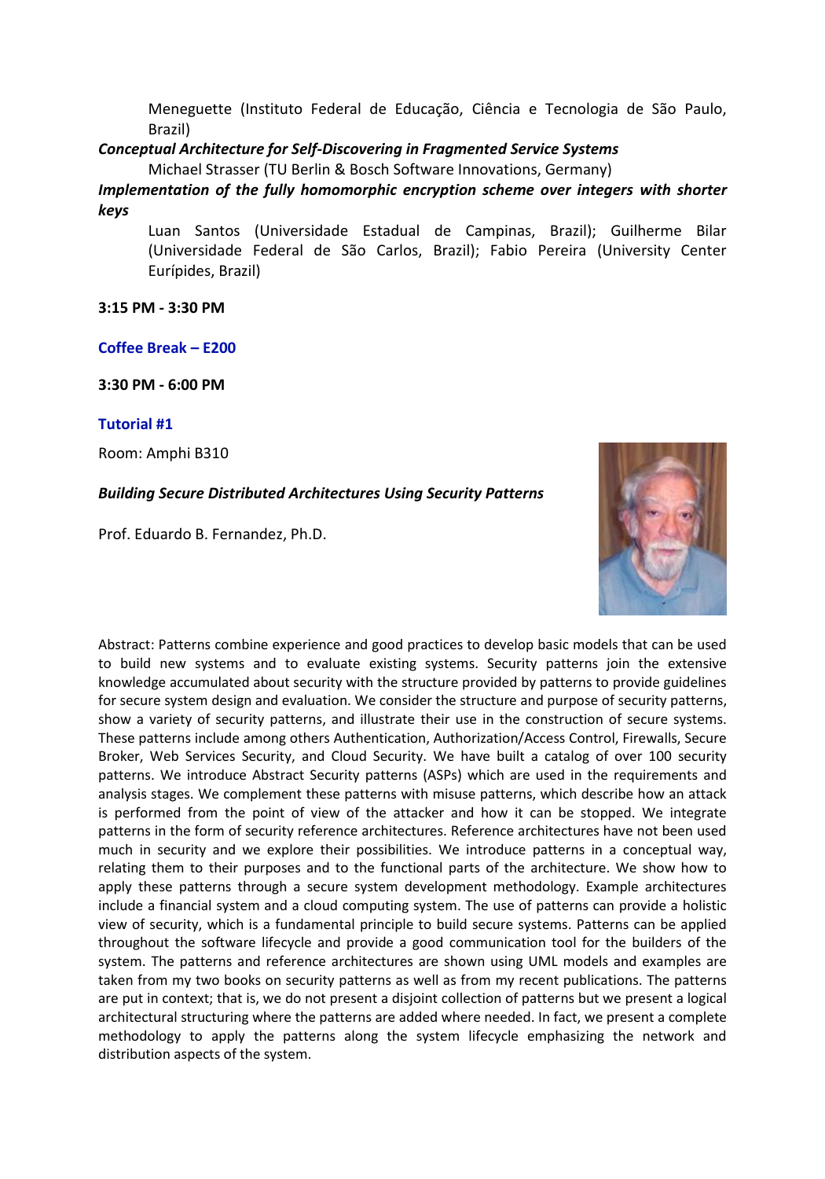Meneguette (Instituto Federal de Educação, Ciência e Tecnologia de São Paulo, Brazil)

***Conceptual Architecture for Self-Discovering in Fragmented Service Systems***

Michael Strasser (TU Berlin & Bosch Software Innovations, Germany)

***Implementation of the fully homomorphic encryption scheme over integers with shorter keys***

Luan Santos (Universidade Estadual de Campinas, Brazil); Guilherme Bilar (Universidade Federal de São Carlos, Brazil); Fabio Pereira (University Center Eurípides, Brazil)

**3:15 PM - 3:30 PM**

**Coffee Break – E200**

**3:30 PM - 6:00 PM**

**Tutorial #1**

Room: Amphi B310

***Building Secure Distributed Architectures Using Security Patterns***

Prof. Eduardo B. Fernandez, Ph.D.

Abstract: Patterns combine experience and good practices to develop basic models that can be used to build new systems and to evaluate existing systems. Security patterns join the extensive knowledge accumulated about security with the structure provided by patterns to provide guidelines for secure system design and evaluation. We consider the structure and purpose of security patterns, show a variety of security patterns, and illustrate their use in the construction of secure systems. These patterns include among others Authentication, Authorization/Access Control, Firewalls, Secure Broker, Web Services Security, and Cloud Security. We have built a catalog of over 100 security patterns. We introduce Abstract Security patterns (ASPs) which are used in the requirements and analysis stages. We complement these patterns with misuse patterns, which describe how an attack is performed from the point of view of the attacker and how it can be stopped. We integrate patterns in the form of security reference architectures. Reference architectures have not been used much in security and we explore their possibilities. We introduce patterns in a conceptual way, relating them to their purposes and to the functional parts of the architecture. We show how to apply these patterns through a secure system development methodology. Example architectures include a financial system and a cloud computing system. The use of patterns can provide a holistic view of security, which is a fundamental principle to build secure systems. Patterns can be applied throughout the software lifecycle and provide a good communication tool for the builders of the system. The patterns and reference architectures are shown using UML models and examples are taken from my two books on security patterns as well as from my recent publications. The patterns are put in context; that is, we do not present a disjoint collection of patterns but we present a logical architectural structuring where the patterns are added where needed. In fact, we present a complete methodology to apply the patterns along the system lifecycle emphasizing the network and distribution aspects of the system.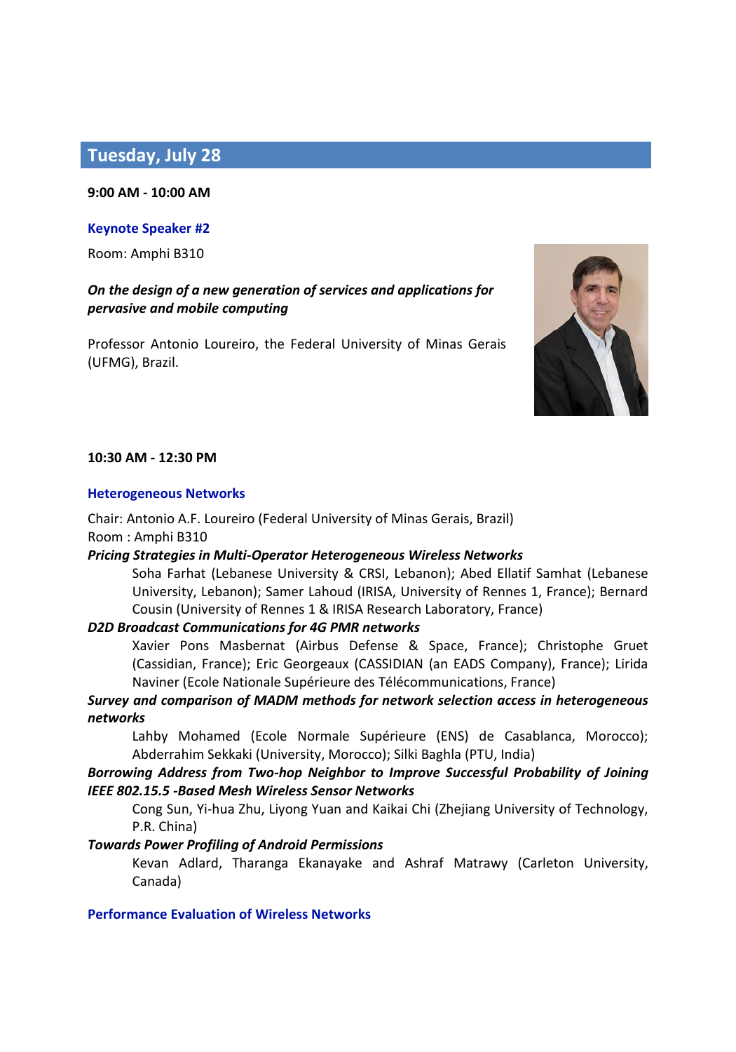## Tuesday, July 28

**9:00 AM - 10:00 AM**

### Keynote Speaker #2

Room: Amphi B310

***On the design of a new generation of services and applications for pervasive and mobile computing***

Professor Antonio Loureiro, the Federal University of Minas Gerais (UFMG), Brazil.

**10:30 AM - 12:30 PM**

### Heterogeneous Networks

Chair: Antonio A.F. Loureiro (Federal University of Minas Gerais, Brazil)
Room : Amphi B310

***Pricing Strategies in Multi-Operator Heterogeneous Wireless Networks***

Soha Farhat (Lebanese University & CRSI, Lebanon); Abed Ellatif Samhat (Lebanese University, Lebanon); Samer Lahoud (IRISA, University of Rennes 1, France); Bernard Cousin (University of Rennes 1 & IRISA Research Laboratory, France)

***D2D Broadcast Communications for 4G PMR networks***

Xavier Pons Masbernat (Airbus Defense & Space, France); Christophe Gruet (Cassidian, France); Eric Georgeaux (CASSIDIAN (an EADS Company), France); Lirida Naviner (Ecole Nationale Supérieure des Télécommunications, France)

***Survey and comparison of MADM methods for network selection access in heterogeneous networks***

Lahby Mohamed (Ecole Normale Supérieure (ENS) de Casablanca, Morocco); Abderrahim Sekkaki (University, Morocco); Silki Baghla (PTU, India)

***Borrowing Address from Two-hop Neighbor to Improve Successful Probability of Joining IEEE 802.15.5 -Based Mesh Wireless Sensor Networks***

Cong Sun, Yi-hua Zhu, Liyong Yuan and Kaikai Chi (Zhejiang University of Technology, P.R. China)

***Towards Power Profiling of Android Permissions***

Kevan Adlard, Tharanga Ekanayake and Ashraf Matrawy (Carleton University, Canada)

### Performance Evaluation of Wireless Networks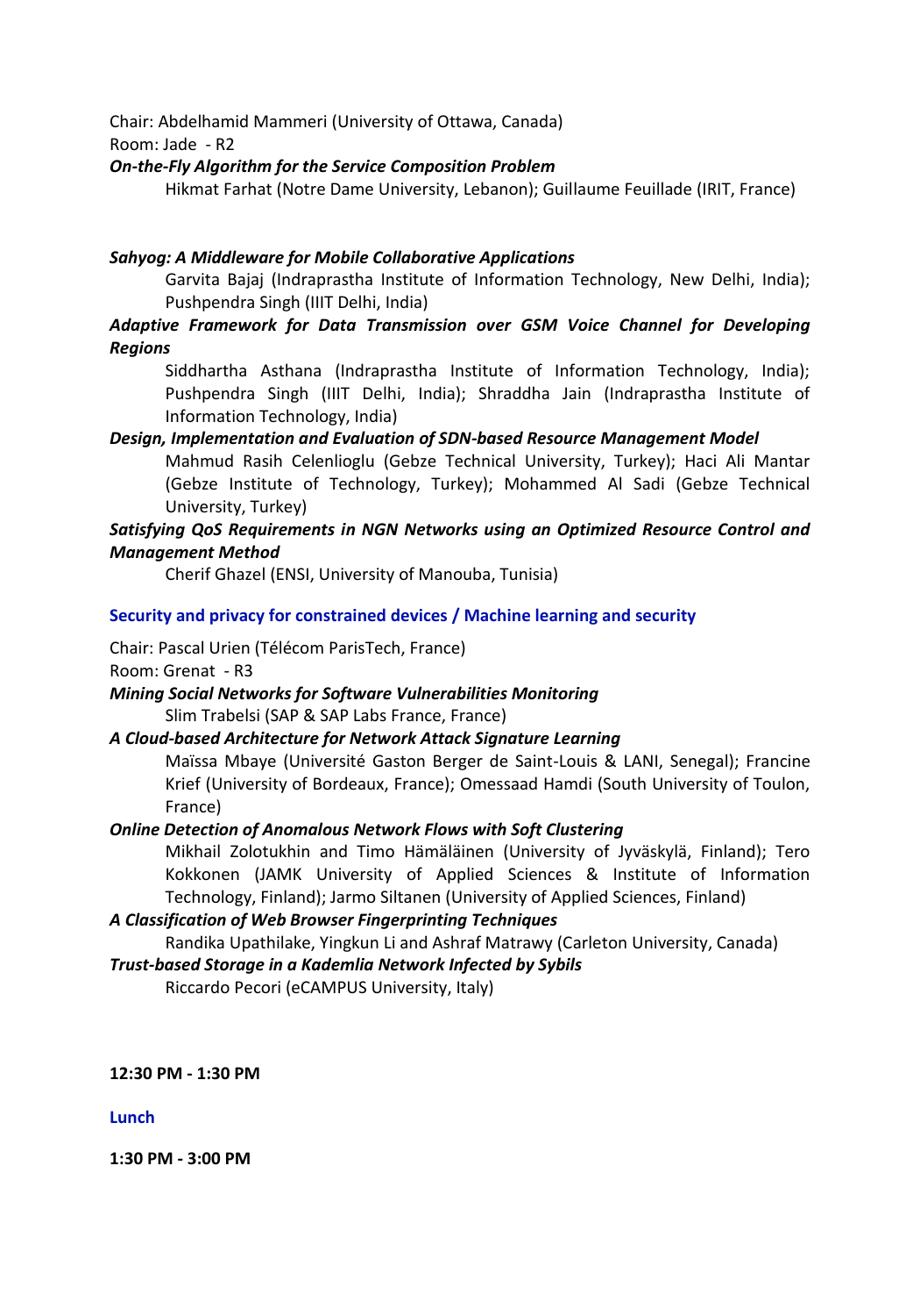Chair: Abdelhamid Mammeri (University of Ottawa, Canada)
Room: Jade - R2

***On-the-Fly Algorithm for the Service Composition Problem***
Hikmat Farhat (Notre Dame University, Lebanon); Guillaume Feuillade (IRIT, France)

***Sahyog: A Middleware for Mobile Collaborative Applications***
Garvita Bajaj (Indraprastha Institute of Information Technology, New Delhi, India); Pushpendra Singh (IIIT Delhi, India)

***Adaptive Framework for Data Transmission over GSM Voice Channel for Developing Regions***
Siddhartha Asthana (Indraprastha Institute of Information Technology, India); Pushpendra Singh (IIIT Delhi, India); Shraddha Jain (Indraprastha Institute of Information Technology, India)

***Design, Implementation and Evaluation of SDN-based Resource Management Model***
Mahmud Rasih Celenlioglu (Gebze Technical University, Turkey); Haci Ali Mantar (Gebze Institute of Technology, Turkey); Mohammed Al Sadi (Gebze Technical University, Turkey)

***Satisfying QoS Requirements in NGN Networks using an Optimized Resource Control and Management Method***
Cherif Ghazel (ENSI, University of Manouba, Tunisia)

**Security and privacy for constrained devices / Machine learning and security**

Chair: Pascal Urien (Télécom ParisTech, France)
Room: Grenat - R3

***Mining Social Networks for Software Vulnerabilities Monitoring***
Slim Trabelsi (SAP & SAP Labs France, France)

***A Cloud-based Architecture for Network Attack Signature Learning***
Maïssa Mbaye (Université Gaston Berger de Saint-Louis & LANI, Senegal); Francine Krief (University of Bordeaux, France); Omessaad Hamdi (South University of Toulon, France)

***Online Detection of Anomalous Network Flows with Soft Clustering***
Mikhail Zolotukhin and Timo Hämäläinen (University of Jyväskylä, Finland); Tero Kokkonen (JAMK University of Applied Sciences & Institute of Information Technology, Finland); Jarmo Siltanen (University of Applied Sciences, Finland)

***A Classification of Web Browser Fingerprinting Techniques***
Randika Upathilake, Yingkun Li and Ashraf Matrawy (Carleton University, Canada)

***Trust-based Storage in a Kademlia Network Infected by Sybils***
Riccardo Pecori (eCAMPUS University, Italy)

**12:30 PM - 1:30 PM**

**Lunch**

**1:30 PM - 3:00 PM**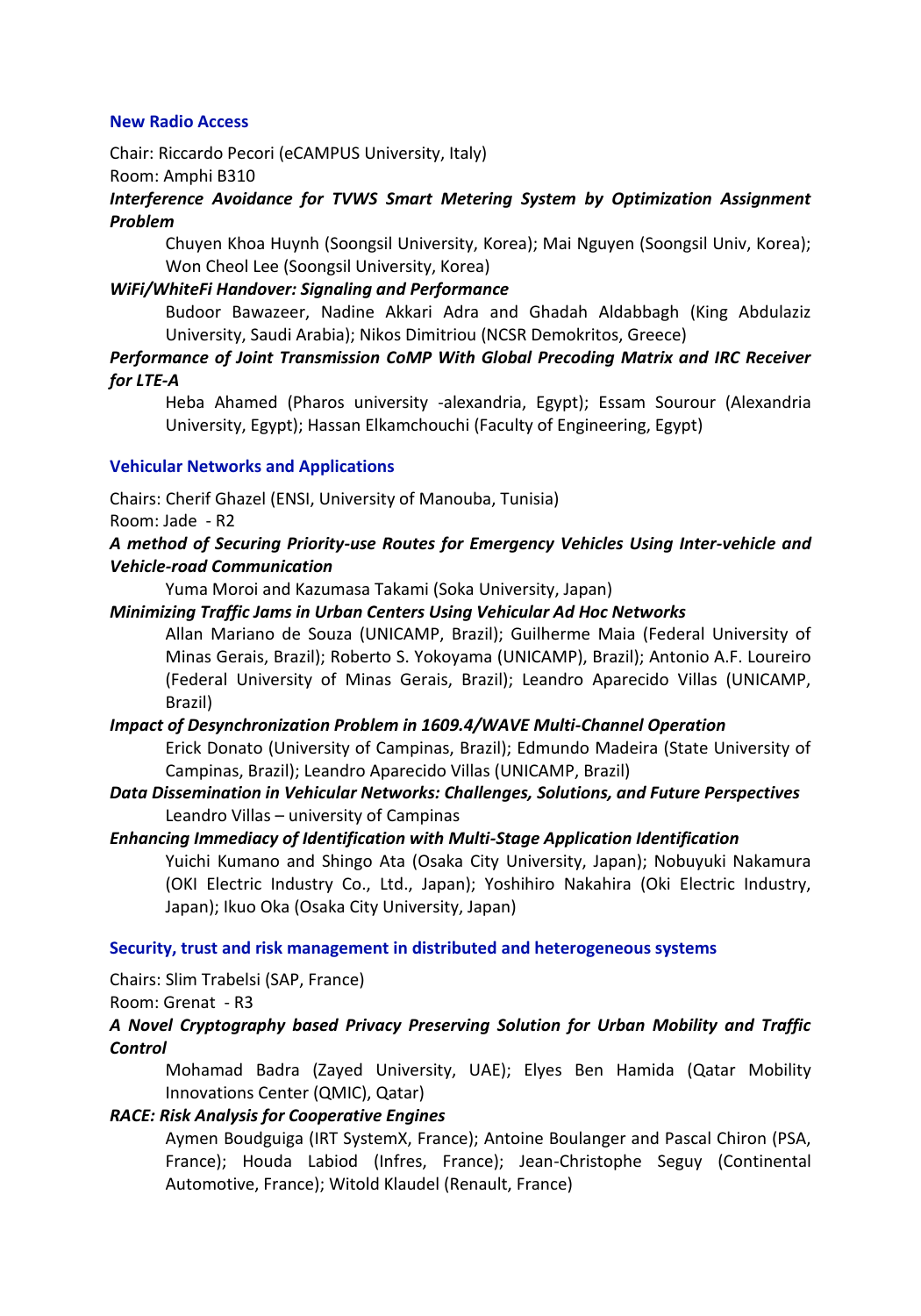### New Radio Access

Chair: Riccardo Pecori (eCAMPUS University, Italy)
Room: Amphi B310

***Interference Avoidance for TVWS Smart Metering System by Optimization Assignment Problem***

Chuyen Khoa Huynh (Soongsil University, Korea); Mai Nguyen (Soongsil Univ, Korea); Won Cheol Lee (Soongsil University, Korea)

***WiFi/WhiteFi Handover: Signaling and Performance***

Budoor Bawazeer, Nadine Akkari Adra and Ghadah Aldabbagh (King Abdulaziz University, Saudi Arabia); Nikos Dimitriou (NCSR Demokritos, Greece)

***Performance of Joint Transmission CoMP With Global Precoding Matrix and IRC Receiver for LTE-A***

Heba Ahamed (Pharos university -alexandria, Egypt); Essam Sourour (Alexandria University, Egypt); Hassan Elkamchouchi (Faculty of Engineering, Egypt)

### Vehicular Networks and Applications

Chairs: Cherif Ghazel (ENSI, University of Manouba, Tunisia)
Room: Jade - R2

***A method of Securing Priority-use Routes for Emergency Vehicles Using Inter-vehicle and Vehicle-road Communication***

Yuma Moroi and Kazumasa Takami (Soka University, Japan)

***Minimizing Traffic Jams in Urban Centers Using Vehicular Ad Hoc Networks***

Allan Mariano de Souza (UNICAMP, Brazil); Guilherme Maia (Federal University of Minas Gerais, Brazil); Roberto S. Yokoyama (UNICAMP), Brazil); Antonio A.F. Loureiro (Federal University of Minas Gerais, Brazil); Leandro Aparecido Villas (UNICAMP, Brazil)

***Impact of Desynchronization Problem in 1609.4/WAVE Multi-Channel Operation***

Erick Donato (University of Campinas, Brazil); Edmundo Madeira (State University of Campinas, Brazil); Leandro Aparecido Villas (UNICAMP, Brazil)

***Data Dissemination in Vehicular Networks: Challenges, Solutions, and Future Perspectives***

Leandro Villas – university of Campinas

***Enhancing Immediacy of Identification with Multi-Stage Application Identification***

Yuichi Kumano and Shingo Ata (Osaka City University, Japan); Nobuyuki Nakamura (OKI Electric Industry Co., Ltd., Japan); Yoshihiro Nakahira (Oki Electric Industry, Japan); Ikuo Oka (Osaka City University, Japan)

### Security, trust and risk management in distributed and heterogeneous systems

Chairs: Slim Trabelsi (SAP, France)
Room: Grenat - R3

***A Novel Cryptography based Privacy Preserving Solution for Urban Mobility and Traffic Control***

Mohamad Badra (Zayed University, UAE); Elyes Ben Hamida (Qatar Mobility Innovations Center (QMIC), Qatar)

***RACE: Risk Analysis for Cooperative Engines***

Aymen Boudguiga (IRT SystemX, France); Antoine Boulanger and Pascal Chiron (PSA, France); Houda Labiod (Infres, France); Jean-Christophe Seguy (Continental Automotive, France); Witold Klaudel (Renault, France)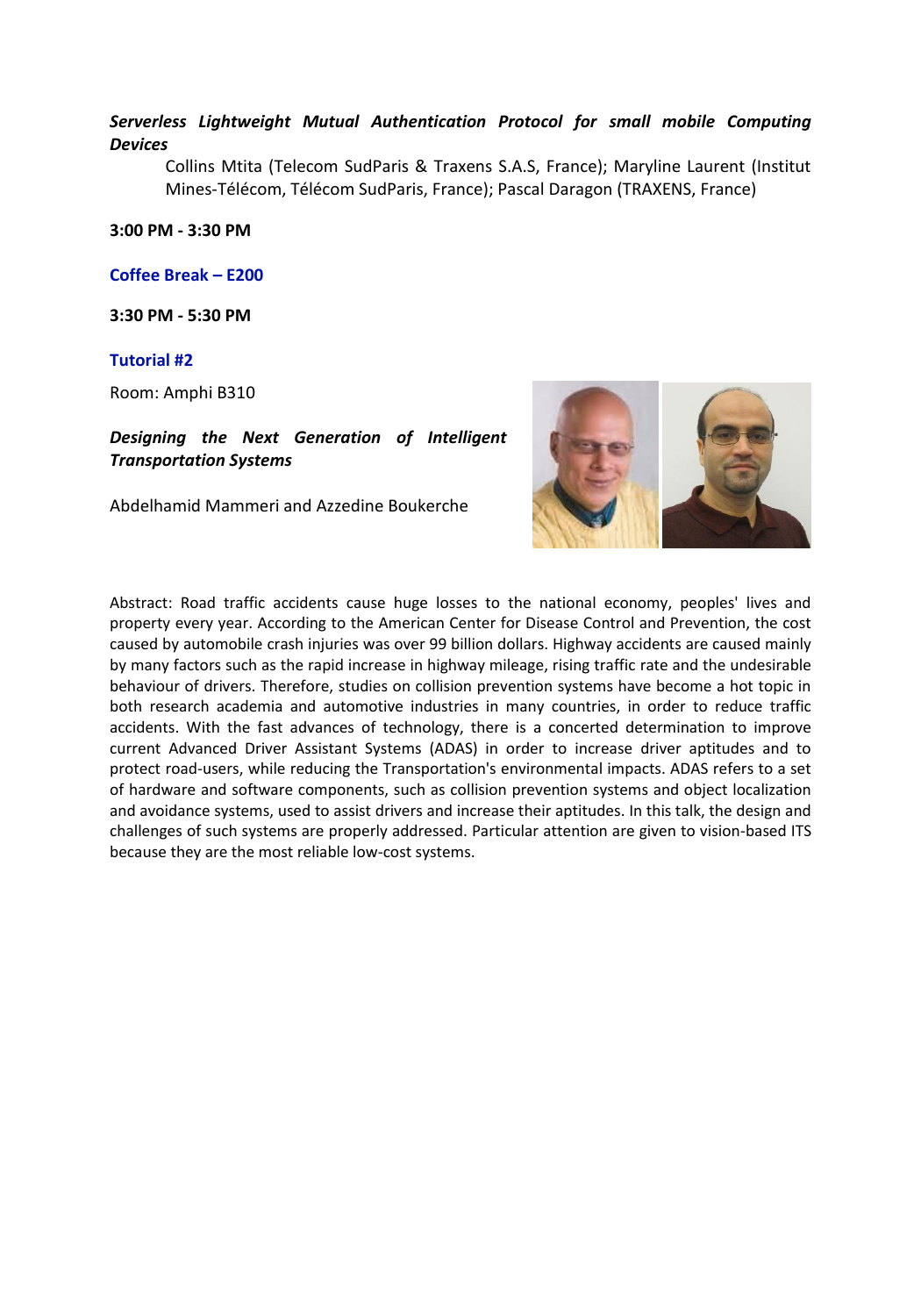***Serverless Lightweight Mutual Authentication Protocol for small mobile Computing Devices***

Collins Mtita (Telecom SudParis & Traxens S.A.S, France); Maryline Laurent (Institut Mines-Télécom, Télécom SudParis, France); Pascal Daragon (TRAXENS, France)

**3:00 PM - 3:30 PM**

**Coffee Break – E200**

**3:30 PM - 5:30 PM**

**Tutorial #2**

Room: Amphi B310

***Designing the Next Generation of Intelligent Transportation Systems***

Abdelhamid Mammeri and Azzedine Boukerche

Abstract: Road traffic accidents cause huge losses to the national economy, peoples' lives and property every year. According to the American Center for Disease Control and Prevention, the cost caused by automobile crash injuries was over 99 billion dollars. Highway accidents are caused mainly by many factors such as the rapid increase in highway mileage, rising traffic rate and the undesirable behaviour of drivers. Therefore, studies on collision prevention systems have become a hot topic in both research academia and automotive industries in many countries, in order to reduce traffic accidents. With the fast advances of technology, there is a concerted determination to improve current Advanced Driver Assistant Systems (ADAS) in order to increase driver aptitudes and to protect road-users, while reducing the Transportation's environmental impacts. ADAS refers to a set of hardware and software components, such as collision prevention systems and object localization and avoidance systems, used to assist drivers and increase their aptitudes. In this talk, the design and challenges of such systems are properly addressed. Particular attention are given to vision-based ITS because they are the most reliable low-cost systems.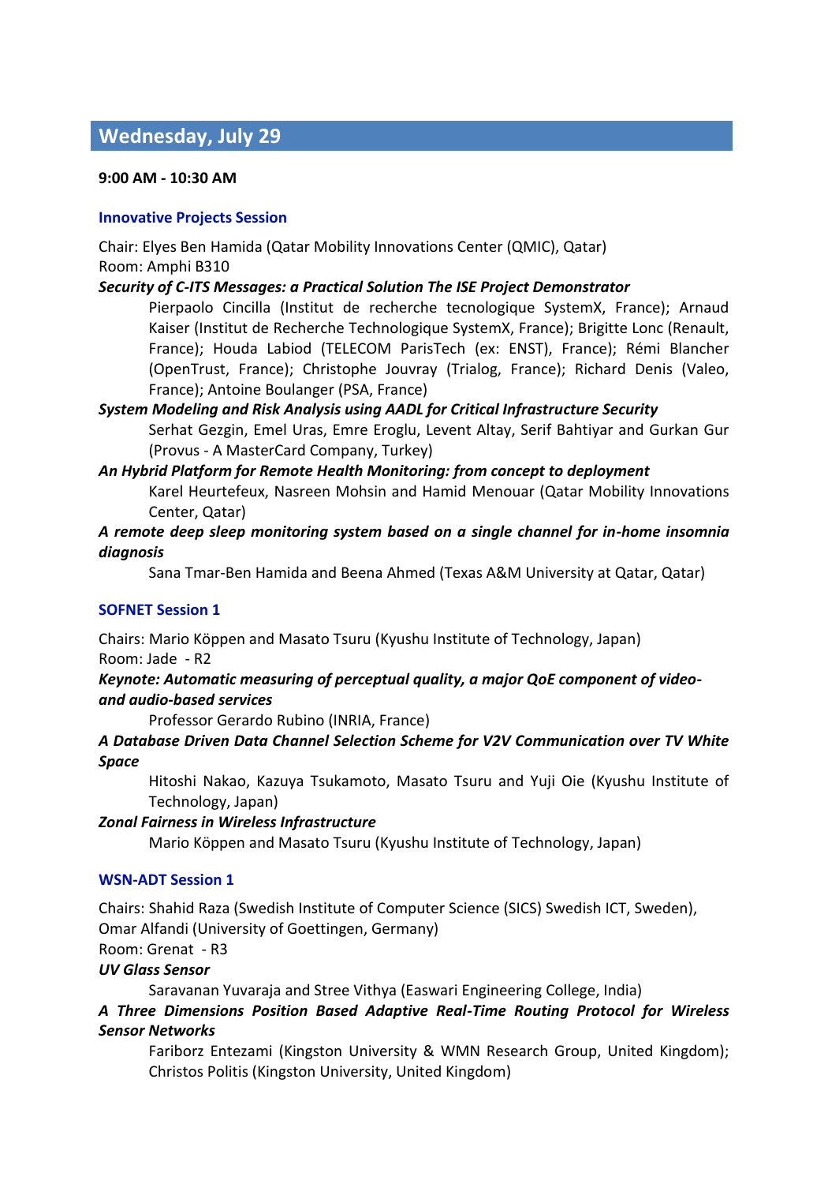## Wednesday, July 29

**9:00 AM - 10:30 AM**

### Innovative Projects Session

Chair: Elyes Ben Hamida (Qatar Mobility Innovations Center (QMIC), Qatar)
Room: Amphi B310

***Security of C-ITS Messages: a Practical Solution The ISE Project Demonstrator***

Pierpaolo Cincilla (Institut de recherche tecnologique SystemX, France); Arnaud Kaiser (Institut de Recherche Technologique SystemX, France); Brigitte Lonc (Renault, France); Houda Labiod (TELECOM ParisTech (ex: ENST), France); Rémi Blancher (OpenTrust, France); Christophe Jouvray (Trialog, France); Richard Denis (Valeo, France); Antoine Boulanger (PSA, France)

***System Modeling and Risk Analysis using AADL for Critical Infrastructure Security***

Serhat Gezgin, Emel Uras, Emre Eroglu, Levent Altay, Serif Bahtiyar and Gurkan Gur (Provus - A MasterCard Company, Turkey)

***An Hybrid Platform for Remote Health Monitoring: from concept to deployment***

Karel Heurtefeux, Nasreen Mohsin and Hamid Menouar (Qatar Mobility Innovations Center, Qatar)

***A remote deep sleep monitoring system based on a single channel for in-home insomnia diagnosis***

Sana Tmar-Ben Hamida and Beena Ahmed (Texas A&M University at Qatar, Qatar)

### SOFNET Session 1

Chairs: Mario Köppen and Masato Tsuru (Kyushu Institute of Technology, Japan)
Room: Jade - R2

***Keynote: Automatic measuring of perceptual quality, a major QoE component of video- and audio-based services***

Professor Gerardo Rubino (INRIA, France)

***A Database Driven Data Channel Selection Scheme for V2V Communication over TV White Space***

Hitoshi Nakao, Kazuya Tsukamoto, Masato Tsuru and Yuji Oie (Kyushu Institute of Technology, Japan)

***Zonal Fairness in Wireless Infrastructure***

Mario Köppen and Masato Tsuru (Kyushu Institute of Technology, Japan)

### WSN-ADT Session 1

Chairs: Shahid Raza (Swedish Institute of Computer Science (SICS) Swedish ICT, Sweden), Omar Alfandi (University of Goettingen, Germany)
Room: Grenat - R3

***UV Glass Sensor***

Saravanan Yuvaraja and Stree Vithya (Easwari Engineering College, India)

***A Three Dimensions Position Based Adaptive Real-Time Routing Protocol for Wireless Sensor Networks***

Fariborz Entezami (Kingston University & WMN Research Group, United Kingdom); Christos Politis (Kingston University, United Kingdom)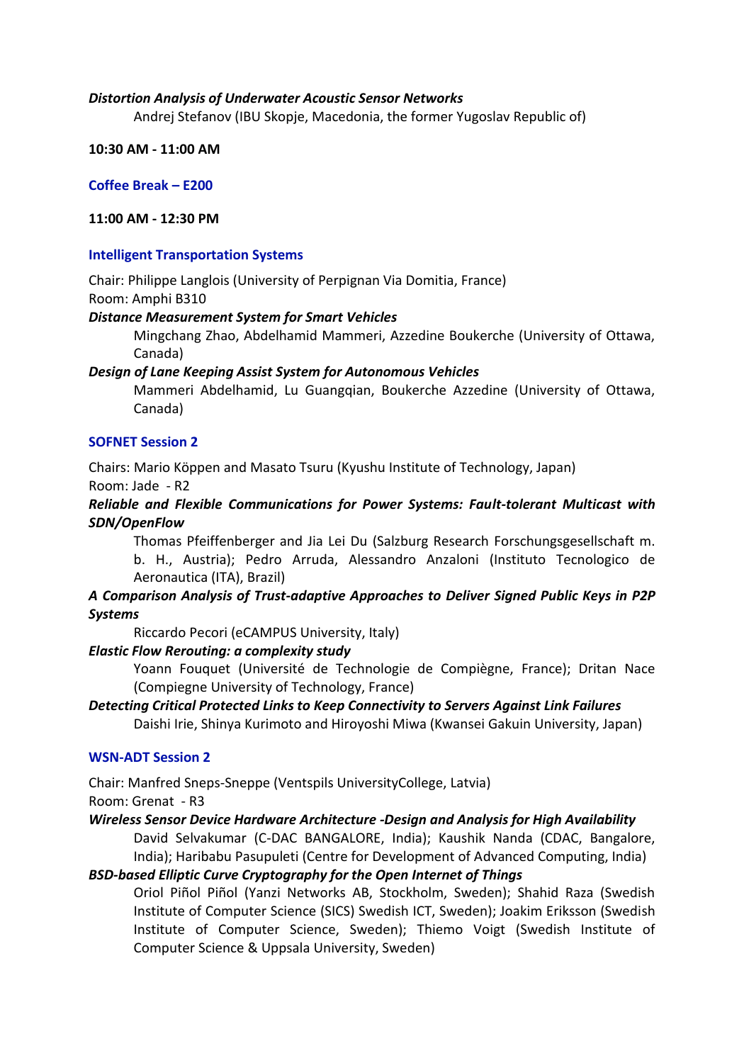***Distortion Analysis of Underwater Acoustic Sensor Networks***
Andrej Stefanov (IBU Skopje, Macedonia, the former Yugoslav Republic of)

**10:30 AM - 11:00 AM**

**Coffee Break – E200**

**11:00 AM - 12:30 PM**

**Intelligent Transportation Systems**

Chair: Philippe Langlois (University of Perpignan Via Domitia, France)
Room: Amphi B310

***Distance Measurement System for Smart Vehicles***
Mingchang Zhao, Abdelhamid Mammeri, Azzedine Boukerche (University of Ottawa, Canada)

***Design of Lane Keeping Assist System for Autonomous Vehicles***
Mammeri Abdelhamid, Lu Guangqian, Boukerche Azzedine (University of Ottawa, Canada)

**SOFNET Session 2**

Chairs: Mario Köppen and Masato Tsuru (Kyushu Institute of Technology, Japan)
Room: Jade - R2

***Reliable and Flexible Communications for Power Systems: Fault-tolerant Multicast with SDN/OpenFlow***
Thomas Pfeiffenberger and Jia Lei Du (Salzburg Research Forschungsgesellschaft m. b. H., Austria); Pedro Arruda, Alessandro Anzaloni (Instituto Tecnologico de Aeronautica (ITA), Brazil)

***A Comparison Analysis of Trust-adaptive Approaches to Deliver Signed Public Keys in P2P Systems***
Riccardo Pecori (eCAMPUS University, Italy)

***Elastic Flow Rerouting: a complexity study***
Yoann Fouquet (Université de Technologie de Compiègne, France); Dritan Nace (Compiegne University of Technology, France)

***Detecting Critical Protected Links to Keep Connectivity to Servers Against Link Failures***
Daishi Irie, Shinya Kurimoto and Hiroyoshi Miwa (Kwansei Gakuin University, Japan)

**WSN-ADT Session 2**

Chair: Manfred Sneps-Sneppe (Ventspils UniversityCollege, Latvia)
Room: Grenat - R3

***Wireless Sensor Device Hardware Architecture -Design and Analysis for High Availability***
David Selvakumar (C-DAC BANGALORE, India); Kaushik Nanda (CDAC, Bangalore, India); Haribabu Pasupuleti (Centre for Development of Advanced Computing, India)

***BSD-based Elliptic Curve Cryptography for the Open Internet of Things***
Oriol Piñol Piñol (Yanzi Networks AB, Stockholm, Sweden); Shahid Raza (Swedish Institute of Computer Science (SICS) Swedish ICT, Sweden); Joakim Eriksson (Swedish Institute of Computer Science, Sweden); Thiemo Voigt (Swedish Institute of Computer Science & Uppsala University, Sweden)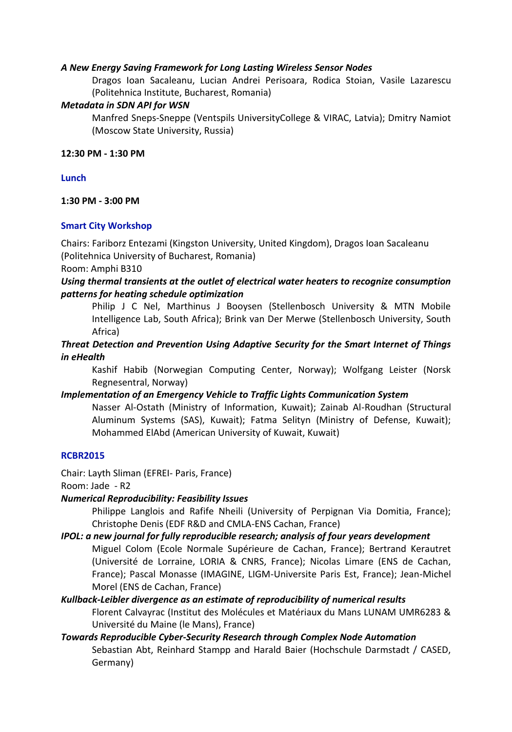***A New Energy Saving Framework for Long Lasting Wireless Sensor Nodes***

Dragos Ioan Sacaleanu, Lucian Andrei Perisoara, Rodica Stoian, Vasile Lazarescu (Politehnica Institute, Bucharest, Romania)

***Metadata in SDN API for WSN***

Manfred Sneps-Sneppe (Ventspils UniversityCollege & VIRAC, Latvia); Dmitry Namiot (Moscow State University, Russia)

**12:30 PM - 1:30 PM**

**Lunch**

**1:30 PM - 3:00 PM**

**Smart City Workshop**

Chairs: Fariborz Entezami (Kingston University, United Kingdom), Dragos Ioan Sacaleanu (Politehnica University of Bucharest, Romania)

Room: Amphi B310

***Using thermal transients at the outlet of electrical water heaters to recognize consumption patterns for heating schedule optimization***

Philip J C Nel, Marthinus J Booysen (Stellenbosch University & MTN Mobile Intelligence Lab, South Africa); Brink van Der Merwe (Stellenbosch University, South Africa)

***Threat Detection and Prevention Using Adaptive Security for the Smart Internet of Things in eHealth***

Kashif Habib (Norwegian Computing Center, Norway); Wolfgang Leister (Norsk Regnesentral, Norway)

***Implementation of an Emergency Vehicle to Traffic Lights Communication System***

Nasser Al-Ostath (Ministry of Information, Kuwait); Zainab Al-Roudhan (Structural Aluminum Systems (SAS), Kuwait); Fatma Selityn (Ministry of Defense, Kuwait); Mohammed ElAbd (American University of Kuwait, Kuwait)

**RCBR2015**

Chair: Layth Sliman (EFREI- Paris, France)

Room: Jade - R2

***Numerical Reproducibility: Feasibility Issues***

Philippe Langlois and Rafife Nheili (University of Perpignan Via Domitia, France); Christophe Denis (EDF R&D and CMLA-ENS Cachan, France)

***IPOL: a new journal for fully reproducible research; analysis of four years development***

Miguel Colom (Ecole Normale Supérieure de Cachan, France); Bertrand Kerautret (Université de Lorraine, LORIA & CNRS, France); Nicolas Limare (ENS de Cachan, France); Pascal Monasse (IMAGINE, LIGM-Universite Paris Est, France); Jean-Michel Morel (ENS de Cachan, France)

***Kullback-Leibler divergence as an estimate of reproducibility of numerical results***

Florent Calvayrac (Institut des Molécules et Matériaux du Mans LUNAM UMR6283 & Université du Maine (le Mans), France)

***Towards Reproducible Cyber-Security Research through Complex Node Automation***

Sebastian Abt, Reinhard Stampp and Harald Baier (Hochschule Darmstadt / CASED, Germany)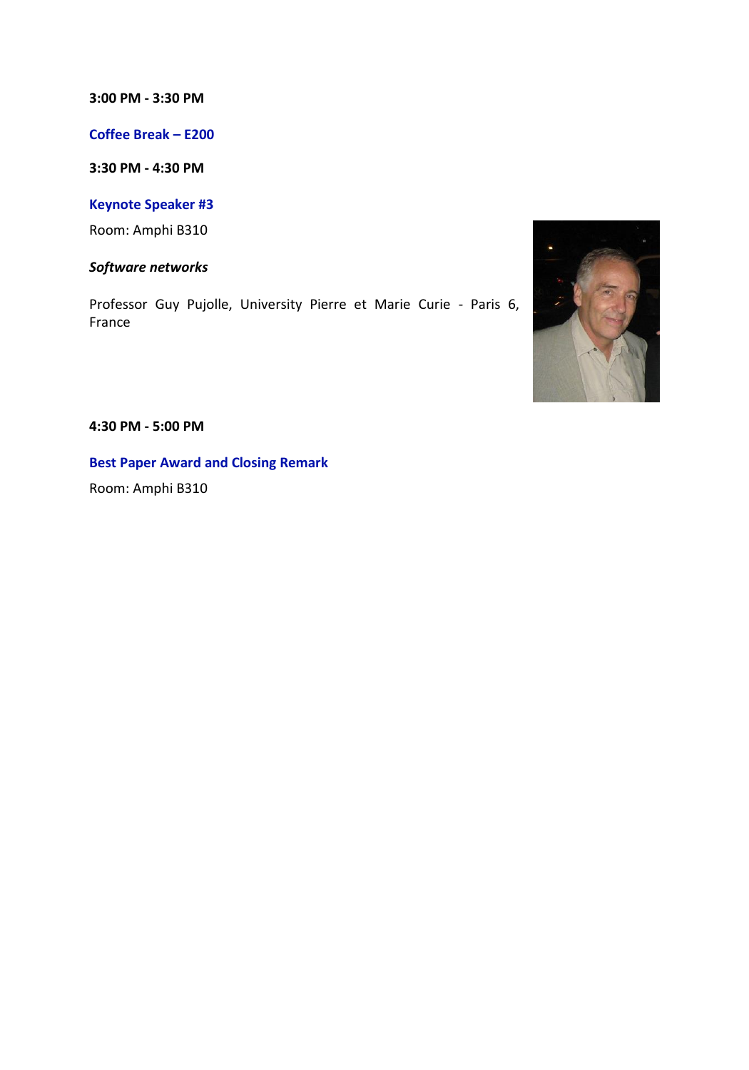**3:00 PM - 3:30 PM**

**Coffee Break – E200**

**3:30 PM - 4:30 PM**

**Keynote Speaker #3**

Room: Amphi B310

***Software networks***

Professor Guy Pujolle, University Pierre et Marie Curie - Paris 6, France

**4:30 PM - 5:00 PM**

**Best Paper Award and Closing Remark**

Room: Amphi B310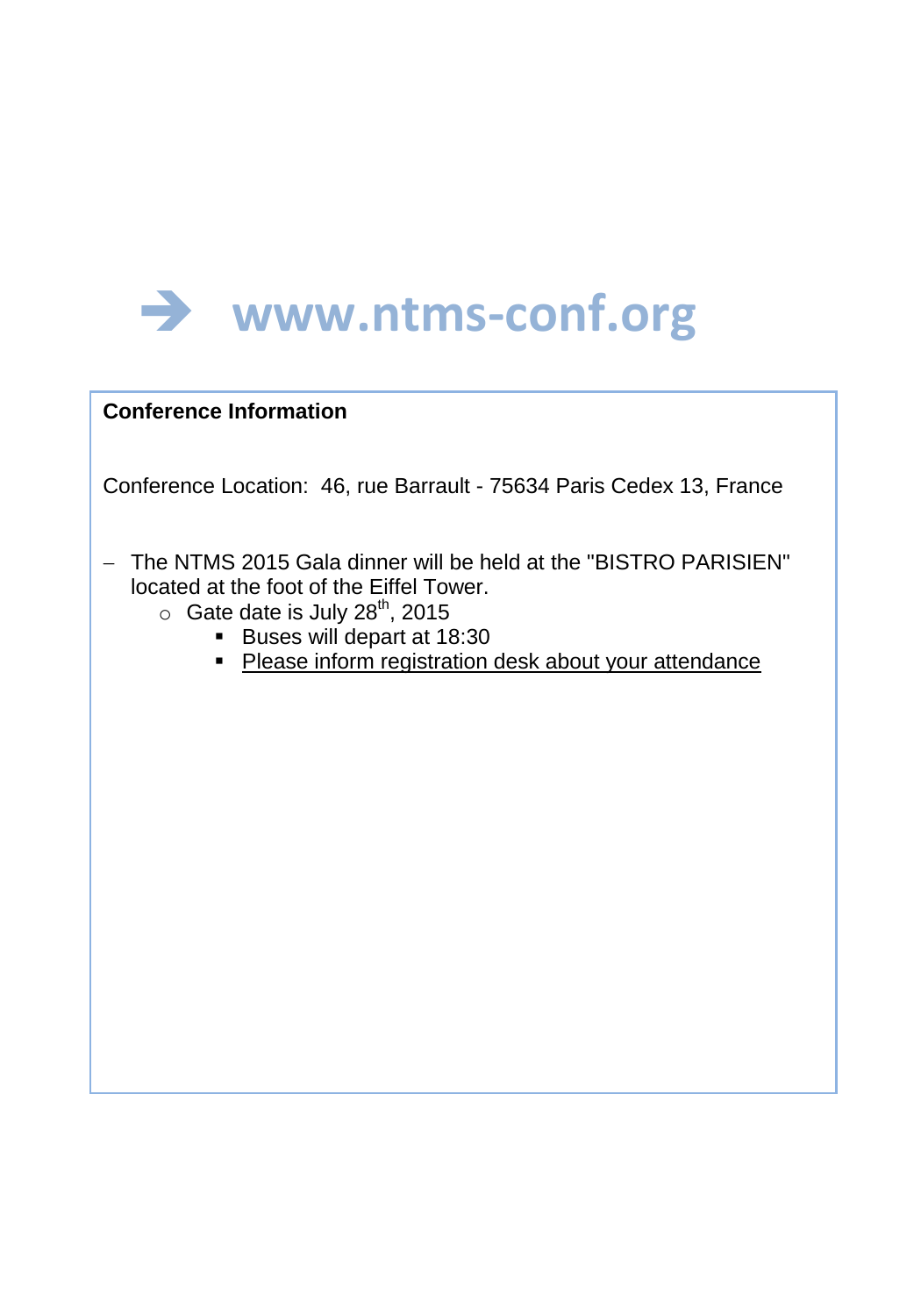➔ **www.ntms-conf.org**

**Conference Information**

Conference Location: 46, rue Barrault - 75634 Paris Cedex 13, France

- The NTMS 2015 Gala dinner will be held at the "BISTRO PARISIEN" located at the foot of the Eiffel Tower.
  - Gate date is July 28th, 2015
    - Buses will depart at 18:30
    - Please inform registration desk about your attendance